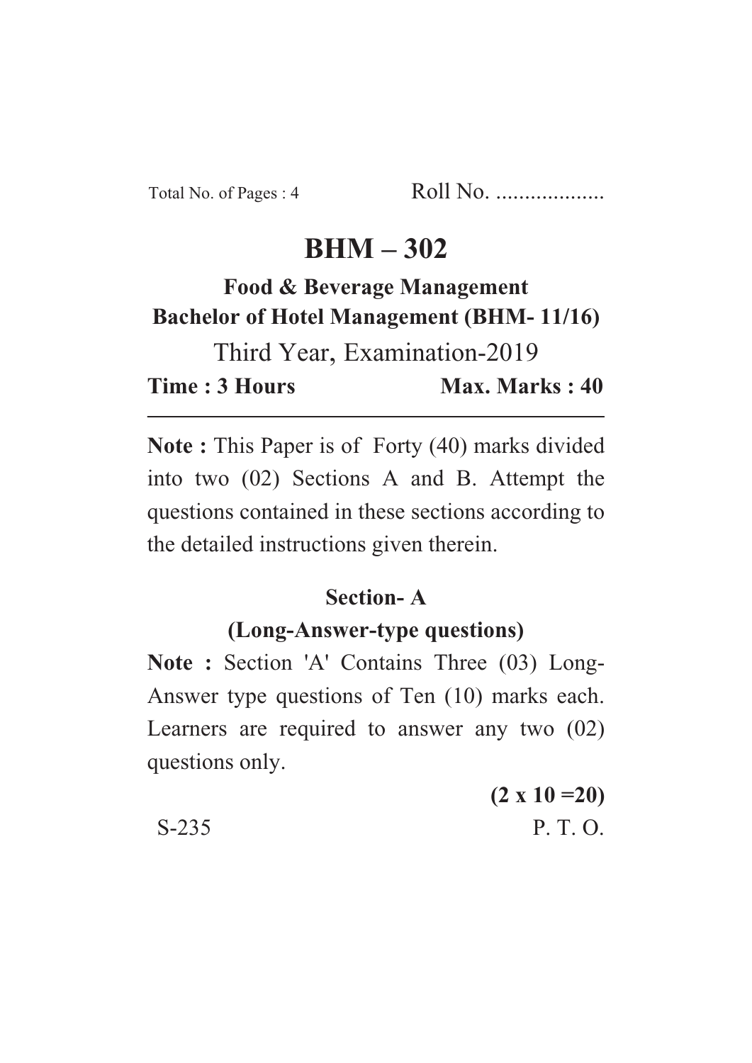Total No. of Pages : 4 Roll No. ...................

# BHM – 302

**Food & Beverage Management**
**Bachelor of Hotel Management (BHM- 11/16)**

Third Year, Examination-2019

**Time : 3 Hours** **Max. Marks : 40**

---

**Note :** This Paper is of Forty (40) marks divided into two (02) Sections A and B. Attempt the questions contained in these sections according to the detailed instructions given therein.

## Section- A

### (Long-Answer-type questions)

**Note :** Section 'A' Contains Three (03) Long-Answer type questions of Ten (10) marks each. Learners are required to answer any two (02) questions only.

**(2 x 10 =20)**

S-235 P. T. O.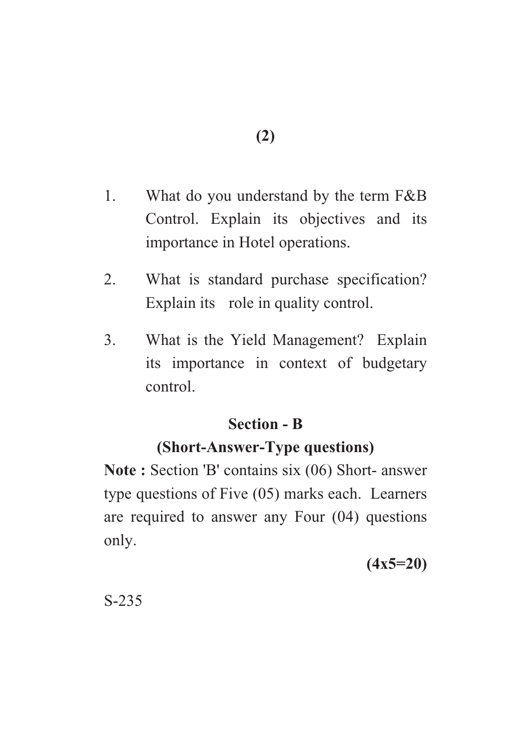1. What do you understand by the term F&B Control. Explain its objectives and its importance in Hotel operations.

2. What is standard purchase specification? Explain its role in quality control.

3. What is the Yield Management? Explain its importance in context of budgetary control.

## Section - B

## (Short-Answer-Type questions)

**Note :** Section 'B' contains six (06) Short- answer type questions of Five (05) marks each. Learners are required to answer any Four (04) questions only.

**(4x5=20)**

S-235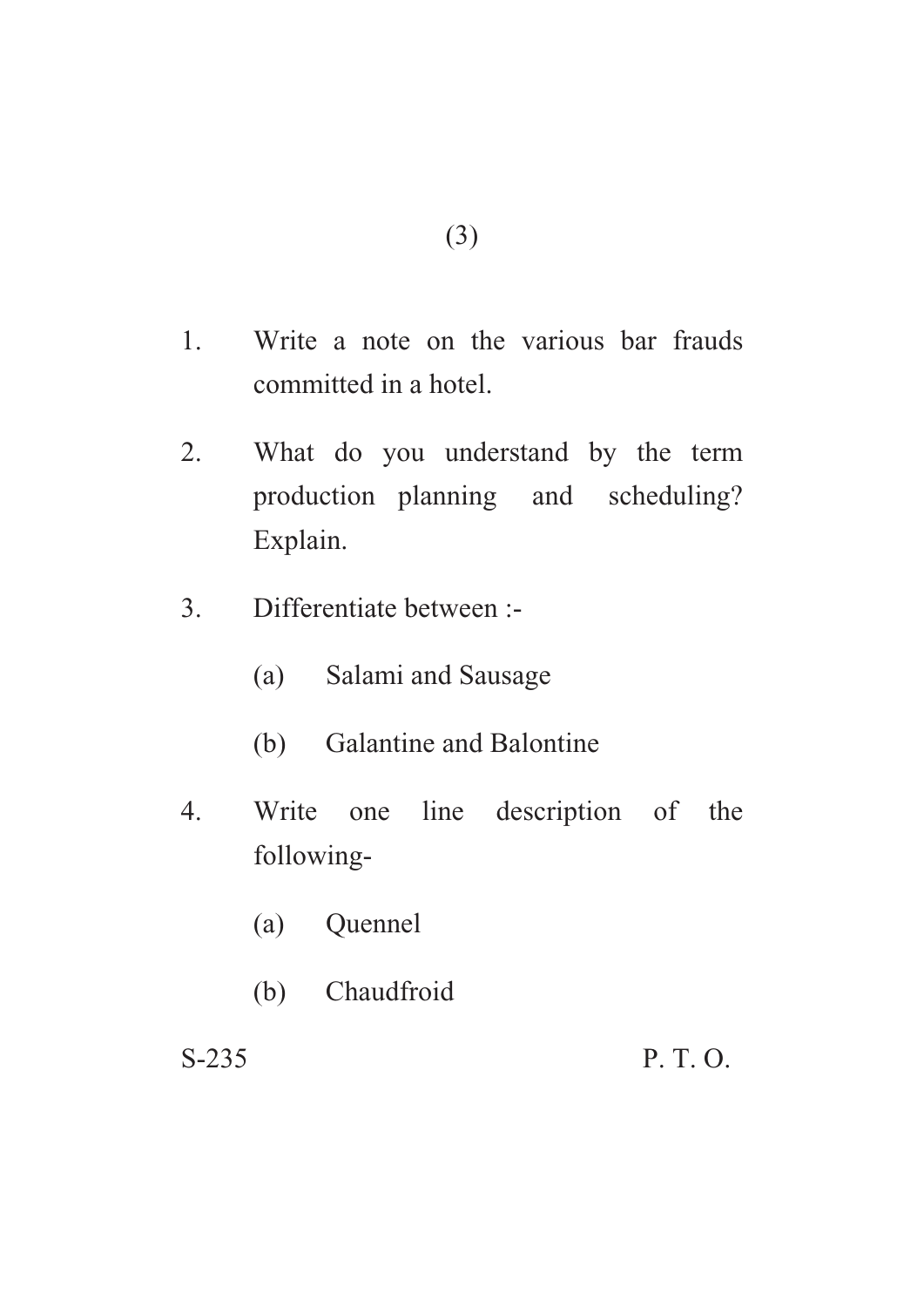1. Write a note on the various bar frauds committed in a hotel.

2. What do you understand by the term production planning and scheduling? Explain.

3. Differentiate between :-

   (a) Salami and Sausage

   (b) Galantine and Balontine

4. Write one line description of the following-

   (a) Quennel

   (b) Chaudfroid

S-235 P. T. O.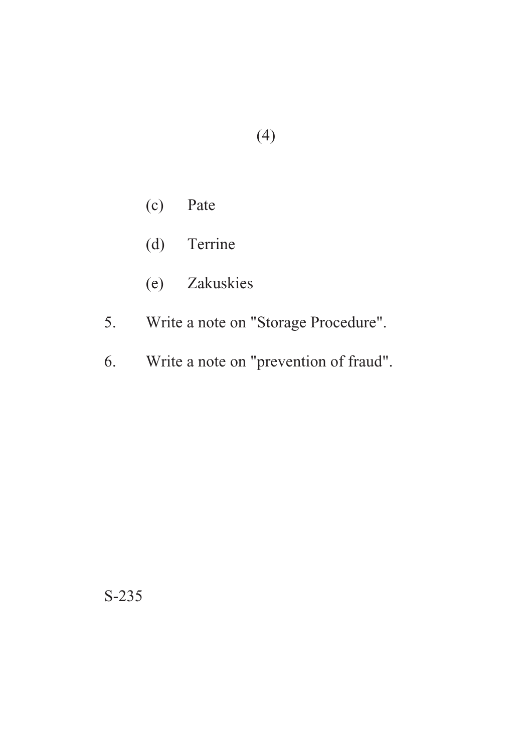(c) Pate

(d) Terrine

(e) Zakuskies

5. Write a note on "Storage Procedure".

6. Write a note on "prevention of fraud".

S-235